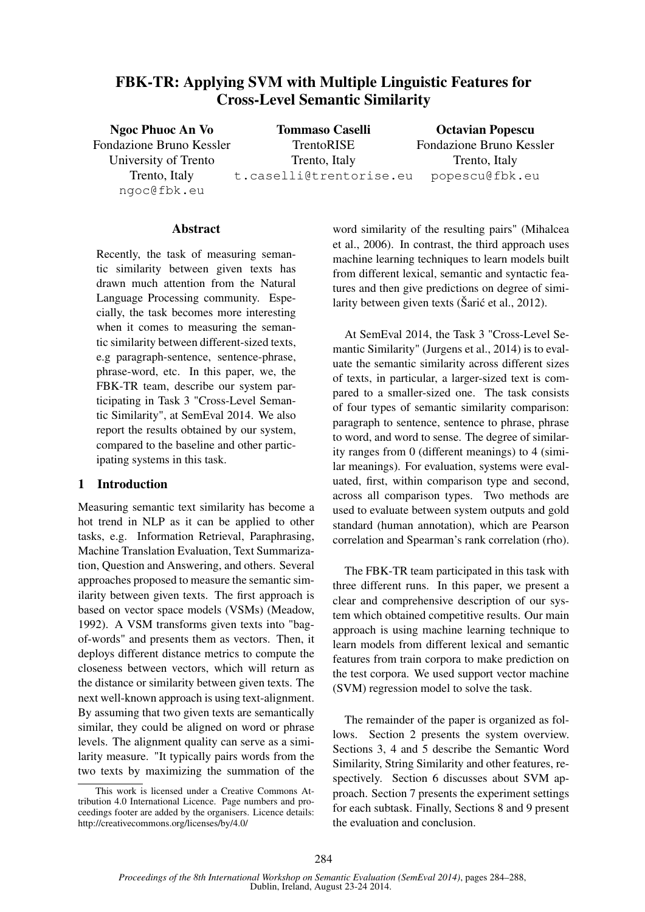# FBK-TR: Applying SVM with Multiple Linguistic Features for Cross-Level Semantic Similarity

**Ngoc Phuoc An Vo**
Fondazione Bruno Kessler
University of Trento
Trento, Italy
ngoc@fbk.eu

**Tommaso Caselli**
TrentoRISE
Trento, Italy
t.caselli@trentorise.eu

**Octavian Popescu**
Fondazione Bruno Kessler
Trento, Italy
popescu@fbk.eu

## Abstract

Recently, the task of measuring semantic similarity between given texts has drawn much attention from the Natural Language Processing community. Especially, the task becomes more interesting when it comes to measuring the semantic similarity between different-sized texts, e.g paragraph-sentence, sentence-phrase, phrase-word, etc. In this paper, we, the FBK-TR team, describe our system participating in Task 3 "Cross-Level Semantic Similarity", at SemEval 2014. We also report the results obtained by our system, compared to the baseline and other participating systems in this task.

## 1 Introduction

Measuring semantic text similarity has become a hot trend in NLP as it can be applied to other tasks, e.g. Information Retrieval, Paraphrasing, Machine Translation Evaluation, Text Summarization, Question and Answering, and others. Several approaches proposed to measure the semantic similarity between given texts. The first approach is based on vector space models (VSMs) (Meadow, 1992). A VSM transforms given texts into "bag-of-words" and presents them as vectors. Then, it deploys different distance metrics to compute the closeness between vectors, which will return as the distance or similarity between given texts. The next well-known approach is using text-alignment. By assuming that two given texts are semantically similar, they could be aligned on word or phrase levels. The alignment quality can serve as a similarity measure. "It typically pairs words from the two texts by maximizing the summation of the word similarity of the resulting pairs" (Mihalcea et al., 2006). In contrast, the third approach uses machine learning techniques to learn models built from different lexical, semantic and syntactic features and then give predictions on degree of similarity between given texts (Šarić et al., 2012).

At SemEval 2014, the Task 3 "Cross-Level Semantic Similarity" (Jurgens et al., 2014) is to evaluate the semantic similarity across different sizes of texts, in particular, a larger-sized text is compared to a smaller-sized one. The task consists of four types of semantic similarity comparison: paragraph to sentence, sentence to phrase, phrase to word, and word to sense. The degree of similarity ranges from 0 (different meanings) to 4 (similar meanings). For evaluation, systems were evaluated, first, within comparison type and second, across all comparison types. Two methods are used to evaluate between system outputs and gold standard (human annotation), which are Pearson correlation and Spearman's rank correlation (rho).

The FBK-TR team participated in this task with three different runs. In this paper, we present a clear and comprehensive description of our system which obtained competitive results. Our main approach is using machine learning technique to learn models from different lexical and semantic features from train corpora to make prediction on the test corpora. We used support vector machine (SVM) regression model to solve the task.

The remainder of the paper is organized as follows. Section 2 presents the system overview. Sections 3, 4 and 5 describe the Semantic Word Similarity, String Similarity and other features, respectively. Section 6 discusses about SVM approach. Section 7 presents the experiment settings for each subtask. Finally, Sections 8 and 9 present the evaluation and conclusion.

This work is licensed under a Creative Commons Attribution 4.0 International Licence. Page numbers and proceedings footer are added by the organisers. Licence details: http://creativecommons.org/licenses/by/4.0/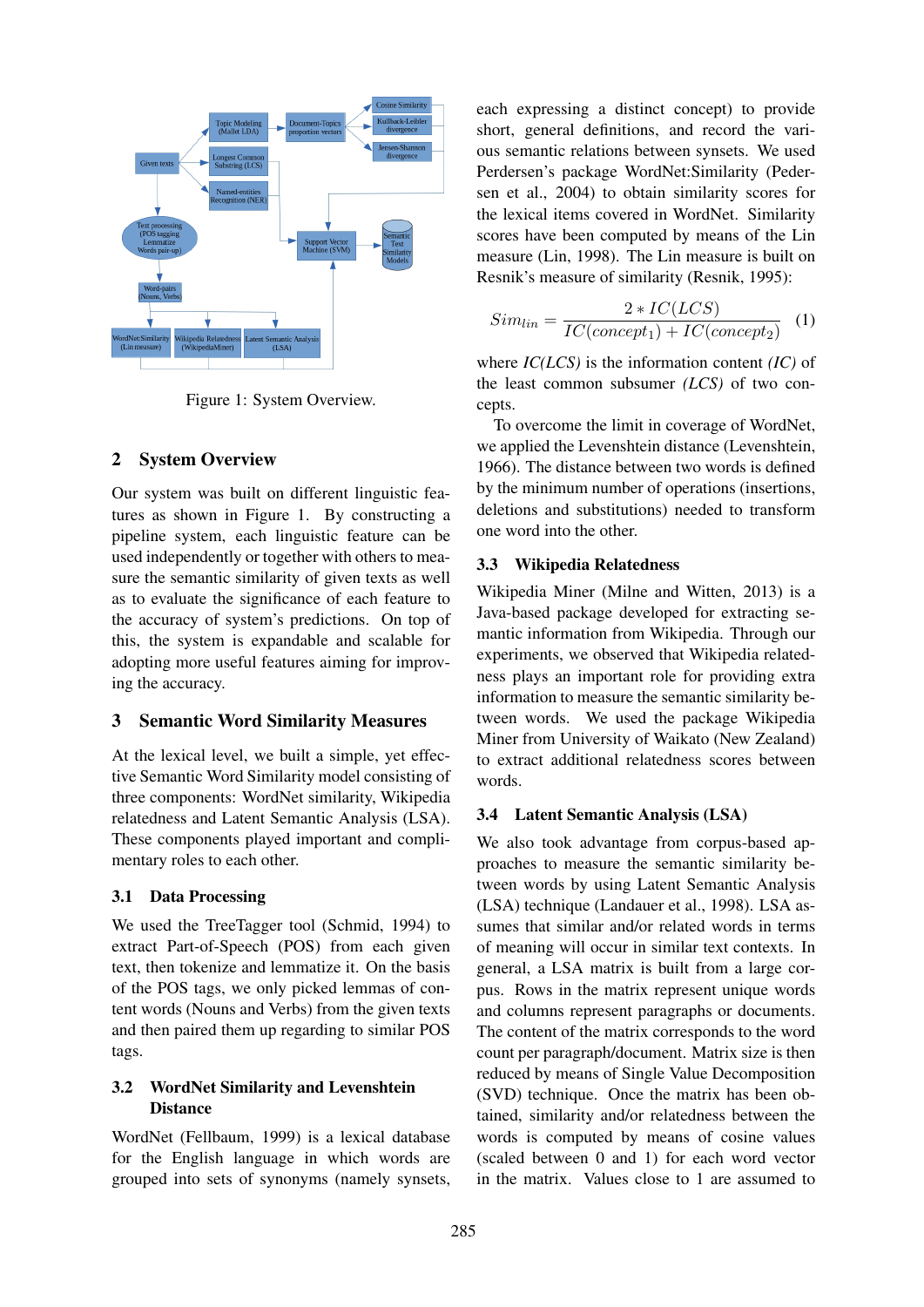Figure 1: System Overview.

## 2 System Overview

Our system was built on different linguistic features as shown in Figure 1. By constructing a pipeline system, each linguistic feature can be used independently or together with others to measure the semantic similarity of given texts as well as to evaluate the significance of each feature to the accuracy of system's predictions. On top of this, the system is expandable and scalable for adopting more useful features aiming for improving the accuracy.

## 3 Semantic Word Similarity Measures

At the lexical level, we built a simple, yet effective Semantic Word Similarity model consisting of three components: WordNet similarity, Wikipedia relatedness and Latent Semantic Analysis (LSA). These components played important and complimentary roles to each other.

### 3.1 Data Processing

We used the TreeTagger tool (Schmid, 1994) to extract Part-of-Speech (POS) from each given text, then tokenize and lemmatize it. On the basis of the POS tags, we only picked lemmas of content words (Nouns and Verbs) from the given texts and then paired them up regarding to similar POS tags.

### 3.2 WordNet Similarity and Levenshtein Distance

WordNet (Fellbaum, 1999) is a lexical database for the English language in which words are grouped into sets of synonyms (namely synsets, each expressing a distinct concept) to provide short, general definitions, and record the various semantic relations between synsets. We used Perdersen's package WordNet:Similarity (Pedersen et al., 2004) to obtain similarity scores for the lexical items covered in WordNet. Similarity scores have been computed by means of the Lin measure (Lin, 1998). The Lin measure is built on Resnik's measure of similarity (Resnik, 1995):

$$Sim_{lin} = \frac{2 * IC(LCS)}{IC(concept_1) + IC(concept_2)} \quad (1)$$

where *IC(LCS)* is the information content *(IC)* of the least common subsumer *(LCS)* of two concepts.

To overcome the limit in coverage of WordNet, we applied the Levenshtein distance (Levenshtein, 1966). The distance between two words is defined by the minimum number of operations (insertions, deletions and substitutions) needed to transform one word into the other.

### 3.3 Wikipedia Relatedness

Wikipedia Miner (Milne and Witten, 2013) is a Java-based package developed for extracting semantic information from Wikipedia. Through our experiments, we observed that Wikipedia relatedness plays an important role for providing extra information to measure the semantic similarity between words. We used the package Wikipedia Miner from University of Waikato (New Zealand) to extract additional relatedness scores between words.

### 3.4 Latent Semantic Analysis (LSA)

We also took advantage from corpus-based approaches to measure the semantic similarity between words by using Latent Semantic Analysis (LSA) technique (Landauer et al., 1998). LSA assumes that similar and/or related words in terms of meaning will occur in similar text contexts. In general, a LSA matrix is built from a large corpus. Rows in the matrix represent unique words and columns represent paragraphs or documents. The content of the matrix corresponds to the word count per paragraph/document. Matrix size is then reduced by means of Single Value Decomposition (SVD) technique. Once the matrix has been obtained, similarity and/or relatedness between the words is computed by means of cosine values (scaled between 0 and 1) for each word vector in the matrix. Values close to 1 are assumed to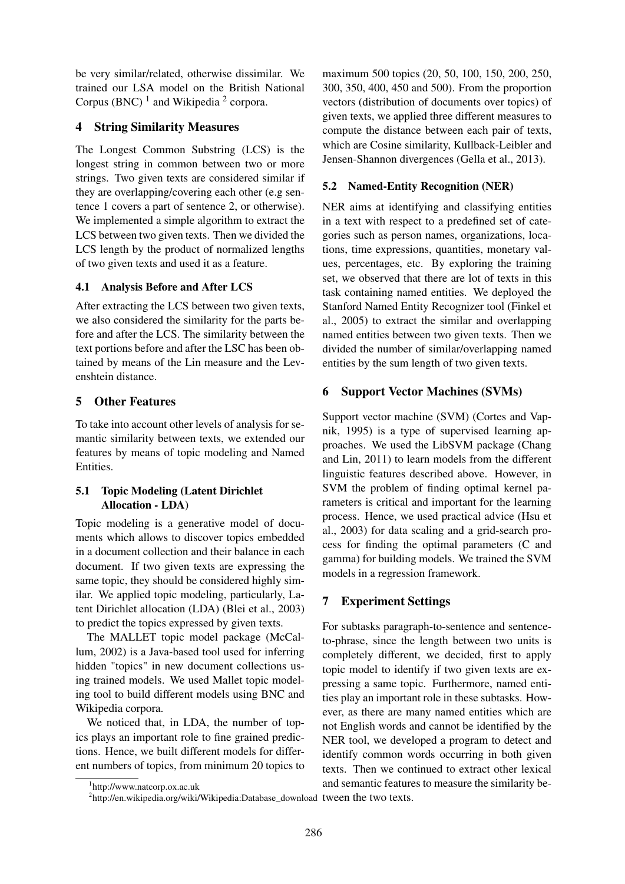be very similar/related, otherwise dissimilar. We trained our LSA model on the British National Corpus (BNC) [1] and Wikipedia [2] corpora.

## 4 String Similarity Measures

The Longest Common Substring (LCS) is the longest string in common between two or more strings. Two given texts are considered similar if they are overlapping/covering each other (e.g sentence 1 covers a part of sentence 2, or otherwise). We implemented a simple algorithm to extract the LCS between two given texts. Then we divided the LCS length by the product of normalized lengths of two given texts and used it as a feature.

### 4.1 Analysis Before and After LCS

After extracting the LCS between two given texts, we also considered the similarity for the parts before and after the LCS. The similarity between the text portions before and after the LSC has been obtained by means of the Lin measure and the Levenshtein distance.

## 5 Other Features

To take into account other levels of analysis for semantic similarity between texts, we extended our features by means of topic modeling and Named Entities.

### 5.1 Topic Modeling (Latent Dirichlet Allocation - LDA)

Topic modeling is a generative model of documents which allows to discover topics embedded in a document collection and their balance in each document. If two given texts are expressing the same topic, they should be considered highly similar. We applied topic modeling, particularly, Latent Dirichlet allocation (LDA) (Blei et al., 2003) to predict the topics expressed by given texts.

The MALLET topic model package (McCallum, 2002) is a Java-based tool used for inferring hidden "topics" in new document collections using trained models. We used Mallet topic modeling tool to build different models using BNC and Wikipedia corpora.

We noticed that, in LDA, the number of topics plays an important role to fine grained predictions. Hence, we built different models for different numbers of topics, from minimum 20 topics to maximum 500 topics (20, 50, 100, 150, 200, 250, 300, 350, 400, 450 and 500). From the proportion vectors (distribution of documents over topics) of given texts, we applied three different measures to compute the distance between each pair of texts, which are Cosine similarity, Kullback-Leibler and Jensen-Shannon divergences (Gella et al., 2013).

### 5.2 Named-Entity Recognition (NER)

NER aims at identifying and classifying entities in a text with respect to a predefined set of categories such as person names, organizations, locations, time expressions, quantities, monetary values, percentages, etc. By exploring the training set, we observed that there are lot of texts in this task containing named entities. We deployed the Stanford Named Entity Recognizer tool (Finkel et al., 2005) to extract the similar and overlapping named entities between two given texts. Then we divided the number of similar/overlapping named entities by the sum length of two given texts.

## 6 Support Vector Machines (SVMs)

Support vector machine (SVM) (Cortes and Vapnik, 1995) is a type of supervised learning approaches. We used the LibSVM package (Chang and Lin, 2011) to learn models from the different linguistic features described above. However, in SVM the problem of finding optimal kernel parameters is critical and important for the learning process. Hence, we used practical advice (Hsu et al., 2003) for data scaling and a grid-search process for finding the optimal parameters (C and gamma) for building models. We trained the SVM models in a regression framework.

## 7 Experiment Settings

For subtasks paragraph-to-sentence and sentence-to-phrase, since the length between two units is completely different, we decided, first to apply topic model to identify if two given texts are expressing a same topic. Furthermore, named entities play an important role in these subtasks. However, as there are many named entities which are not English words and cannot be identified by the NER tool, we developed a program to detect and identify common words occurring in both given texts. Then we continued to extract other lexical and semantic features to measure the similarity between the two texts.

[1] http://www.natcorp.ox.ac.uk

[2] http://en.wikipedia.org/wiki/Wikipedia:Database_download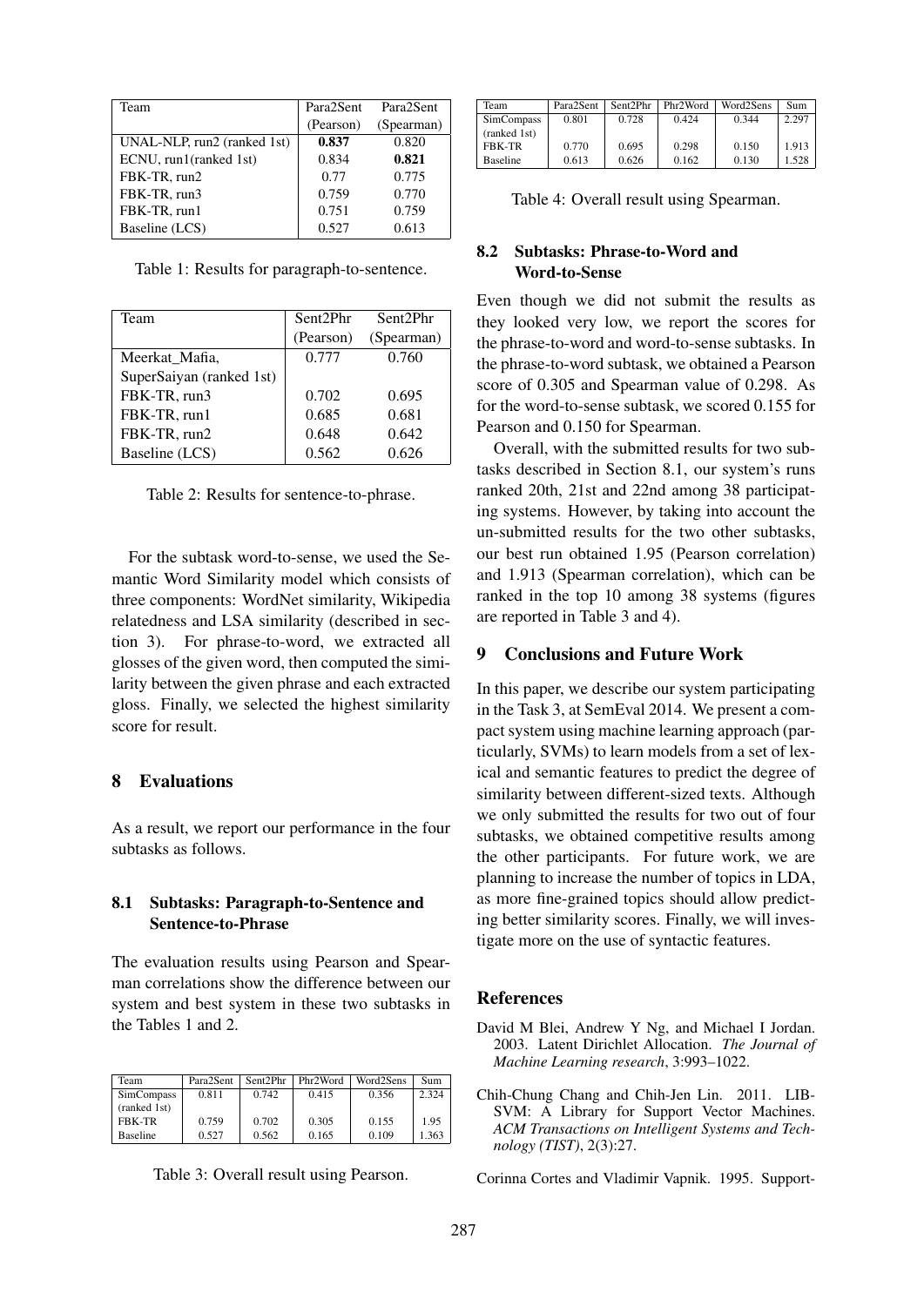| Team | Para2Sent (Pearson) | Para2Sent (Spearman) |
|---|---|---|
| UNAL-NLP, run2 (ranked 1st) | **0.837** | 0.820 |
| ECNU, run1(ranked 1st) | 0.834 | **0.821** |
| FBK-TR, run2 | 0.77 | 0.775 |
| FBK-TR, run3 | 0.759 | 0.770 |
| FBK-TR, run1 | 0.751 | 0.759 |
| Baseline (LCS) | 0.527 | 0.613 |

Table 1: Results for paragraph-to-sentence.

| Team | Sent2Phr (Pearson) | Sent2Phr (Spearman) |
|---|---|---|
| Meerkat_Mafia, SuperSaiyan (ranked 1st) | 0.777 | 0.760 |
| FBK-TR, run3 | 0.702 | 0.695 |
| FBK-TR, run1 | 0.685 | 0.681 |
| FBK-TR, run2 | 0.648 | 0.642 |
| Baseline (LCS) | 0.562 | 0.626 |

Table 2: Results for sentence-to-phrase.

For the subtask word-to-sense, we used the Semantic Word Similarity model which consists of three components: WordNet similarity, Wikipedia relatedness and LSA similarity (described in section 3). For phrase-to-word, we extracted all glosses of the given word, then computed the similarity between the given phrase and each extracted gloss. Finally, we selected the highest similarity score for result.

## 8 Evaluations

As a result, we report our performance in the four subtasks as follows.

### 8.1 Subtasks: Paragraph-to-Sentence and Sentence-to-Phrase

The evaluation results using Pearson and Spearman correlations show the difference between our system and best system in these two subtasks in the Tables 1 and 2.

| Team | Para2Sent | Sent2Phr | Phr2Word | Word2Sens | Sum |
|---|---|---|---|---|---|
| SimCompass (ranked 1st) | 0.811 | 0.742 | 0.415 | 0.356 | 2.324 |
| FBK-TR | 0.759 | 0.702 | 0.305 | 0.155 | 1.95 |
| Baseline | 0.527 | 0.562 | 0.165 | 0.109 | 1.363 |

Table 3: Overall result using Pearson.

| Team | Para2Sent | Sent2Phr | Phr2Word | Word2Sens | Sum |
|---|---|---|---|---|---|
| SimCompass (ranked 1st) | 0.801 | 0.728 | 0.424 | 0.344 | 2.297 |
| FBK-TR | 0.770 | 0.695 | 0.298 | 0.150 | 1.913 |
| Baseline | 0.613 | 0.626 | 0.162 | 0.130 | 1.528 |

Table 4: Overall result using Spearman.

### 8.2 Subtasks: Phrase-to-Word and Word-to-Sense

Even though we did not submit the results as they looked very low, we report the scores for the phrase-to-word and word-to-sense subtasks. In the phrase-to-word subtask, we obtained a Pearson score of 0.305 and Spearman value of 0.298. As for the word-to-sense subtask, we scored 0.155 for Pearson and 0.150 for Spearman.

Overall, with the submitted results for two subtasks described in Section 8.1, our system's runs ranked 20th, 21st and 22nd among 38 participating systems. However, by taking into account the un-submitted results for the two other subtasks, our best run obtained 1.95 (Pearson correlation) and 1.913 (Spearman correlation), which can be ranked in the top 10 among 38 systems (figures are reported in Table 3 and 4).

## 9 Conclusions and Future Work

In this paper, we describe our system participating in the Task 3, at SemEval 2014. We present a compact system using machine learning approach (particularly, SVMs) to learn models from a set of lexical and semantic features to predict the degree of similarity between different-sized texts. Although we only submitted the results for two out of four subtasks, we obtained competitive results among the other participants. For future work, we are planning to increase the number of topics in LDA, as more fine-grained topics should allow predicting better similarity scores. Finally, we will investigate more on the use of syntactic features.

## References

David M Blei, Andrew Y Ng, and Michael I Jordan. 2003. Latent Dirichlet Allocation. *The Journal of Machine Learning research*, 3:993–1022.

Chih-Chung Chang and Chih-Jen Lin. 2011. LIBSVM: A Library for Support Vector Machines. *ACM Transactions on Intelligent Systems and Technology (TIST)*, 2(3):27.

Corinna Cortes and Vladimir Vapnik. 1995. Support-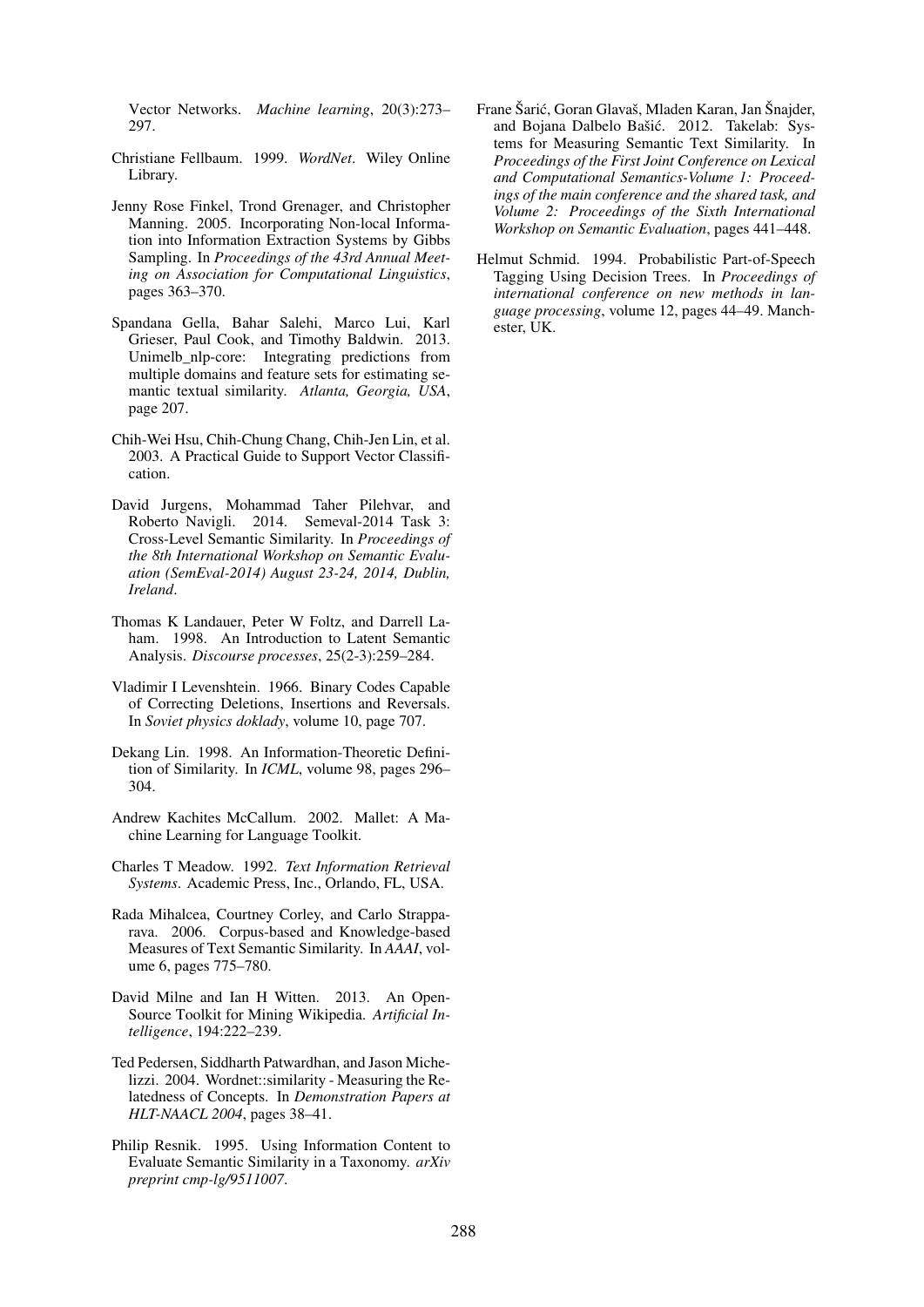Vector Networks. *Machine learning*, 20(3):273–297.

Christiane Fellbaum. 1999. *WordNet*. Wiley Online Library.

Jenny Rose Finkel, Trond Grenager, and Christopher Manning. 2005. Incorporating Non-local Information into Information Extraction Systems by Gibbs Sampling. In *Proceedings of the 43rd Annual Meeting on Association for Computational Linguistics*, pages 363–370.

Spandana Gella, Bahar Salehi, Marco Lui, Karl Grieser, Paul Cook, and Timothy Baldwin. 2013. Unimelb_nlp-core: Integrating predictions from multiple domains and feature sets for estimating semantic textual similarity. *Atlanta, Georgia, USA*, page 207.

Chih-Wei Hsu, Chih-Chung Chang, Chih-Jen Lin, et al. 2003. A Practical Guide to Support Vector Classification.

David Jurgens, Mohammad Taher Pilehvar, and Roberto Navigli. 2014. Semeval-2014 Task 3: Cross-Level Semantic Similarity. In *Proceedings of the 8th International Workshop on Semantic Evaluation (SemEval-2014) August 23-24, 2014, Dublin, Ireland*.

Thomas K Landauer, Peter W Foltz, and Darrell Laham. 1998. An Introduction to Latent Semantic Analysis. *Discourse processes*, 25(2-3):259–284.

Vladimir I Levenshtein. 1966. Binary Codes Capable of Correcting Deletions, Insertions and Reversals. In *Soviet physics doklady*, volume 10, page 707.

Dekang Lin. 1998. An Information-Theoretic Definition of Similarity. In *ICML*, volume 98, pages 296–304.

Andrew Kachites McCallum. 2002. Mallet: A Machine Learning for Language Toolkit.

Charles T Meadow. 1992. *Text Information Retrieval Systems*. Academic Press, Inc., Orlando, FL, USA.

Rada Mihalcea, Courtney Corley, and Carlo Strapparava. 2006. Corpus-based and Knowledge-based Measures of Text Semantic Similarity. In *AAAI*, volume 6, pages 775–780.

David Milne and Ian H Witten. 2013. An Open-Source Toolkit for Mining Wikipedia. *Artificial Intelligence*, 194:222–239.

Ted Pedersen, Siddharth Patwardhan, and Jason Michelizzi. 2004. Wordnet::similarity - Measuring the Relatedness of Concepts. In *Demonstration Papers at HLT-NAACL 2004*, pages 38–41.

Philip Resnik. 1995. Using Information Content to Evaluate Semantic Similarity in a Taxonomy. *arXiv preprint cmp-lg/9511007*.

Frane Šarić, Goran Glavaš, Mladen Karan, Jan Šnajder, and Bojana Dalbelo Bašić. 2012. Takelab: Systems for Measuring Semantic Text Similarity. In *Proceedings of the First Joint Conference on Lexical and Computational Semantics-Volume 1: Proceedings of the main conference and the shared task, and Volume 2: Proceedings of the Sixth International Workshop on Semantic Evaluation*, pages 441–448.

Helmut Schmid. 1994. Probabilistic Part-of-Speech Tagging Using Decision Trees. In *Proceedings of international conference on new methods in language processing*, volume 12, pages 44–49. Manchester, UK.